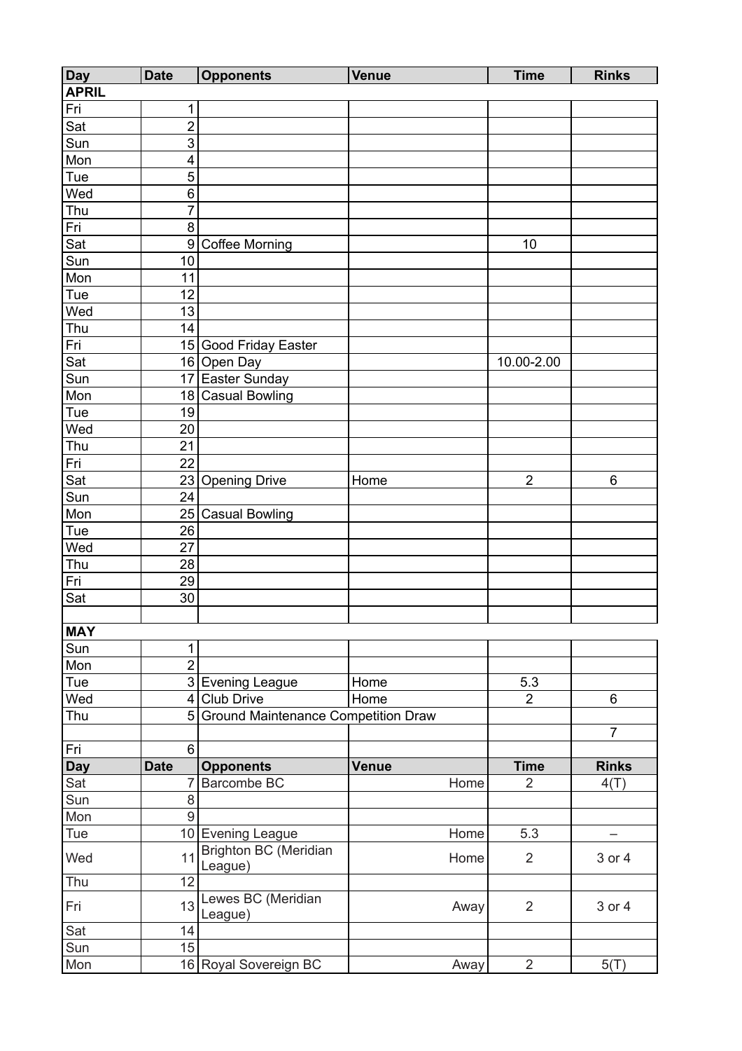| Day | Date | Opponents | Venue | Time | Rinks |
|---|---|---|---|---|---|
| **APRIL** | | | | | |
| Fri | 1 | | | | |
| Sat | 2 | | | | |
| Sun | 3 | | | | |
| Mon | 4 | | | | |
| Tue | 5 | | | | |
| Wed | 6 | | | | |
| Thu | 7 | | | | |
| Fri | 8 | | | | |
| Sat | 9 | Coffee Morning | | 10 | |
| Sun | 10 | | | | |
| Mon | 11 | | | | |
| Tue | 12 | | | | |
| Wed | 13 | | | | |
| Thu | 14 | | | | |
| Fri | 15 | Good Friday Easter | | | |
| Sat | 16 | Open Day | | 10.00-2.00 | |
| Sun | 17 | Easter Sunday | | | |
| Mon | 18 | Casual Bowling | | | |
| Tue | 19 | | | | |
| Wed | 20 | | | | |
| Thu | 21 | | | | |
| Fri | 22 | | | | |
| Sat | 23 | Opening Drive | Home | 2 | 6 |
| Sun | 24 | | | | |
| Mon | 25 | Casual Bowling | | | |
| Tue | 26 | | | | |
| Wed | 27 | | | | |
| Thu | 28 | | | | |
| Fri | 29 | | | | |
| Sat | 30 | | | | |
| | | | | | |
| **MAY** | | | | | |
| Sun | 1 | | | | |
| Mon | 2 | | | | |
| Tue | 3 | Evening League | Home | 5.3 | |
| Wed | 4 | Club Drive | Home | 2 | 6 |
| Thu | 5 | Ground Maintenance Competition Draw | | | |
| | | | | | 7 |
| Fri | 6 | | | | |
| **Day** | **Date** | **Opponents** | **Venue** | **Time** | **Rinks** |
| Sat | 7 | Barcombe BC | Home | 2 | 4(T) |
| Sun | 8 | | | | |
| Mon | 9 | | | | |
| Tue | 10 | Evening League | Home | 5.3 | – |
| Wed | 11 | Brighton BC (Meridian League) | Home | 2 | 3 or 4 |
| Thu | 12 | | | | |
| Fri | 13 | Lewes BC (Meridian League) | Away | 2 | 3 or 4 |
| Sat | 14 | | | | |
| Sun | 15 | | | | |
| Mon | 16 | Royal Sovereign BC | Away | 2 | 5(T) |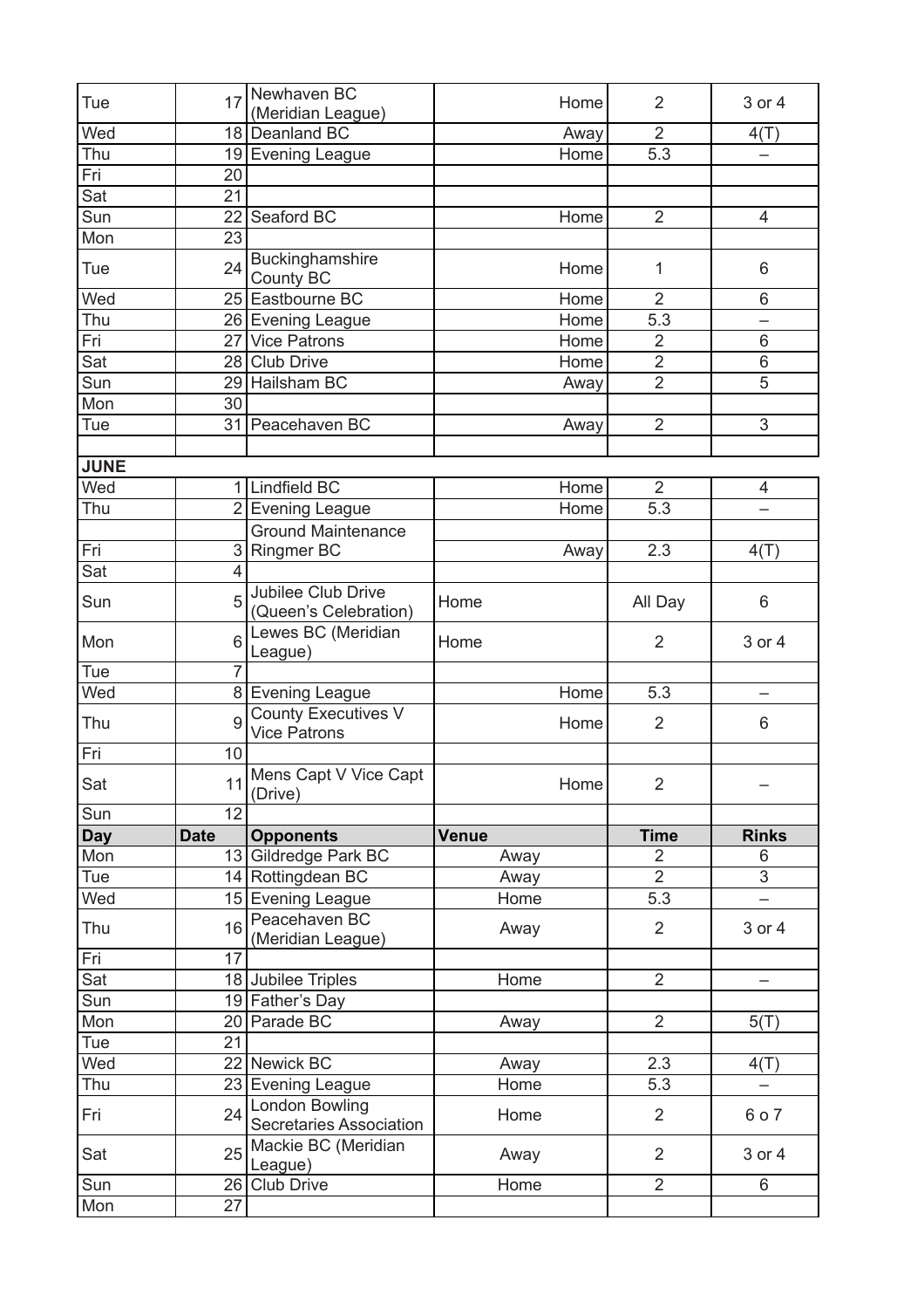| | | | | | |
|---|---|---|---|---|---|
| Tue | 17 | Newhaven BC (Meridian League) | Home | 2 | 3 or 4 |
| Wed | 18 | Deanland BC | Away | 2 | 4(T) |
| Thu | 19 | Evening League | Home | 5.3 | – |
| Fri | 20 | | | | |
| Sat | 21 | | | | |
| Sun | 22 | Seaford BC | Home | 2 | 4 |
| Mon | 23 | | | | |
| Tue | 24 | Buckinghamshire County BC | Home | 1 | 6 |
| Wed | 25 | Eastbourne BC | Home | 2 | 6 |
| Thu | 26 | Evening League | Home | 5.3 | – |
| Fri | 27 | Vice Patrons | Home | 2 | 6 |
| Sat | 28 | Club Drive | Home | 2 | 6 |
| Sun | 29 | Hailsham BC | Away | 2 | 5 |
| Mon | 30 | | | | |
| Tue | 31 | Peacehaven BC | Away | 2 | 3 |
| | | | | | |
| **JUNE** | | | | | |
| Wed | 1 | Lindfield BC | Home | 2 | 4 |
| Thu | 2 | Evening League | Home | 5.3 | – |
| | | Ground Maintenance | | | |
| Fri | 3 | Ringmer BC | Away | 2.3 | 4(T) |
| Sat | 4 | | | | |
| Sun | 5 | Jubilee Club Drive (Queen's Celebration) | Home | All Day | 6 |
| Mon | 6 | Lewes BC (Meridian League) | Home | 2 | 3 or 4 |
| Tue | 7 | | | | |
| Wed | 8 | Evening League | Home | 5.3 | – |
| Thu | 9 | County Executives V Vice Patrons | Home | 2 | 6 |
| Fri | 10 | | | | |
| Sat | 11 | Mens Capt V Vice Capt (Drive) | Home | 2 | – |
| Sun | 12 | | | | |
| **Day** | **Date** | **Opponents** | **Venue** | **Time** | **Rinks** |
| Mon | 13 | Gildredge Park BC | Away | 2 | 6 |
| Tue | 14 | Rottingdean BC | Away | 2 | 3 |
| Wed | 15 | Evening League | Home | 5.3 | – |
| Thu | 16 | Peacehaven BC (Meridian League) | Away | 2 | 3 or 4 |
| Fri | 17 | | | | |
| Sat | 18 | Jubilee Triples | Home | 2 | – |
| Sun | 19 | Father's Day | | | |
| Mon | 20 | Parade BC | Away | 2 | 5(T) |
| Tue | 21 | | | | |
| Wed | 22 | Newick BC | Away | 2.3 | 4(T) |
| Thu | 23 | Evening League | Home | 5.3 | – |
| Fri | 24 | London Bowling Secretaries Association | Home | 2 | 6 o 7 |
| Sat | 25 | Mackie BC (Meridian League) | Away | 2 | 3 or 4 |
| Sun | 26 | Club Drive | Home | 2 | 6 |
| Mon | 27 | | | | |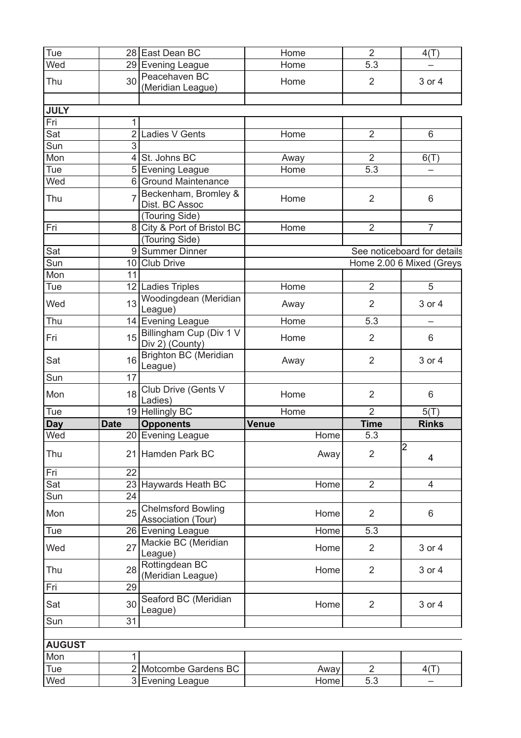| Tue | 28 | East Dean BC | Home | 2 | 4(T) |
|---|---|---|---|---|---|
| Wed | 29 | Evening League | Home | 5.3 | – |
| Thu | 30 | Peacehaven BC (Meridian League) | Home | 2 | 3 or 4 |
| | | | | | |
| **JULY** | | | | | |
| Fri | 1 | | | | |
| Sat | 2 | Ladies V Gents | Home | 2 | 6 |
| Sun | 3 | | | | |
| Mon | 4 | St. Johns BC | Away | 2 | 6(T) |
| Tue | 5 | Evening League | Home | 5.3 | – |
| Wed | 6 | Ground Maintenance | | | |
| Thu | 7 | Beckenham, Bromley & Dist. BC Assoc | Home | 2 | 6 |
| | | (Touring Side) | | | |
| Fri | 8 | City & Port of Bristol BC | Home | 2 | 7 |
| | | (Touring Side) | | | |
| Sat | 9 | Summer Dinner | | See noticeboard for details | |
| Sun | 10 | Club Drive | | Home 2.00 6 Mixed (Greys | |
| Mon | 11 | | | | |
| Tue | 12 | Ladies Triples | Home | 2 | 5 |
| Wed | 13 | Woodingdean (Meridian League) | Away | 2 | 3 or 4 |
| Thu | 14 | Evening League | Home | 5.3 | – |
| Fri | 15 | Billingham Cup (Div 1 V Div 2) (County) | Home | 2 | 6 |
| Sat | 16 | Brighton BC (Meridian League) | Away | 2 | 3 or 4 |
| Sun | 17 | | | | |
| Mon | 18 | Club Drive (Gents V Ladies) | Home | 2 | 6 |
| Tue | 19 | Hellingly BC | Home | 2 | 5(T) |
| **Day** | **Date** | **Opponents** | **Venue** | **Time** | **Rinks** |
| Wed | 20 | Evening League | Home | 5.3 | |
| Thu | 21 | Hamden Park BC | Away | 2 | 2 4 |
| Fri | 22 | | | | |
| Sat | 23 | Haywards Heath BC | Home | 2 | 4 |
| Sun | 24 | | | | |
| Mon | 25 | Chelmsford Bowling Association (Tour) | Home | 2 | 6 |
| Tue | 26 | Evening League | Home | 5.3 | |
| Wed | 27 | Mackie BC (Meridian League) | Home | 2 | 3 or 4 |
| Thu | 28 | Rottingdean BC (Meridian League) | Home | 2 | 3 or 4 |
| Fri | 29 | | | | |
| Sat | 30 | Seaford BC (Meridian League) | Home | 2 | 3 or 4 |
| Sun | 31 | | | | |
| | | | | | |
| **AUGUST** | | | | | |
| Mon | 1 | | | | |
| Tue | 2 | Motcombe Gardens BC | Away | 2 | 4(T) |
| Wed | 3 | Evening League | Home | 5.3 | – |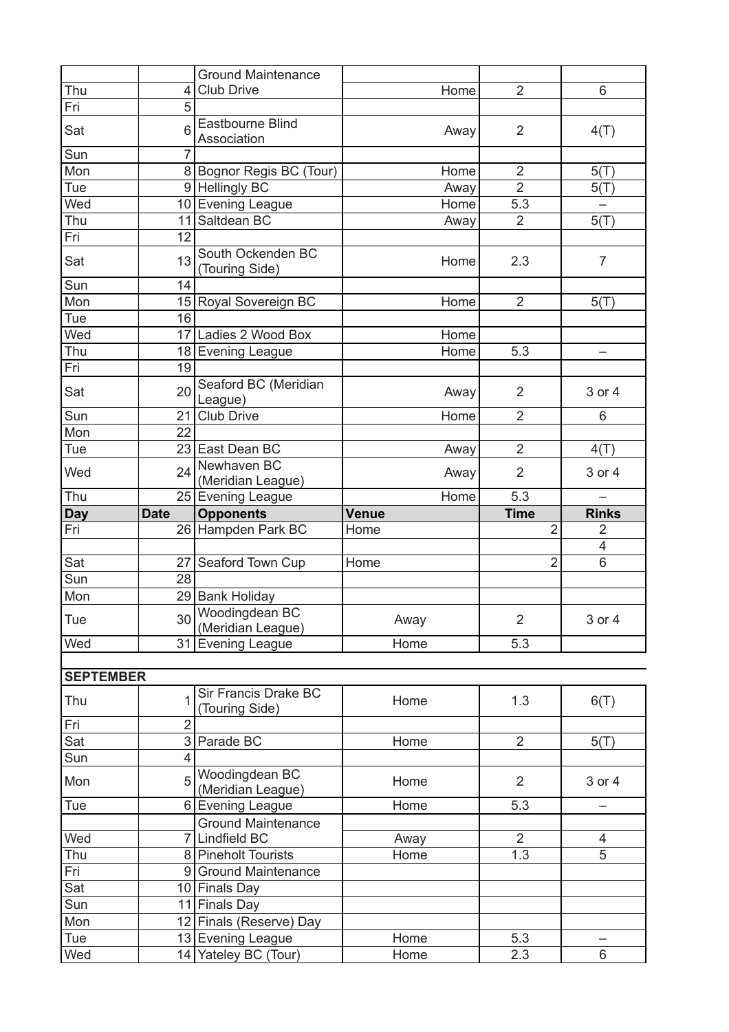| | | Ground Maintenance | | | |
|---|---|---|---|---|---|
| Thu | 4 | Club Drive | Home | 2 | 6 |
| Fri | 5 | | | | |
| Sat | 6 | Eastbourne Blind Association | Away | 2 | 4(T) |
| Sun | 7 | | | | |
| Mon | 8 | Bognor Regis BC (Tour) | Home | 2 | 5(T) |
| Tue | 9 | Hellingly BC | Away | 2 | 5(T) |
| Wed | 10 | Evening League | Home | 5.3 | – |
| Thu | 11 | Saltdean BC | Away | 2 | 5(T) |
| Fri | 12 | | | | |
| Sat | 13 | South Ockenden BC (Touring Side) | Home | 2.3 | 7 |
| Sun | 14 | | | | |
| Mon | 15 | Royal Sovereign BC | Home | 2 | 5(T) |
| Tue | 16 | | | | |
| Wed | 17 | Ladies 2 Wood Box | Home | | |
| Thu | 18 | Evening League | Home | 5.3 | – |
| Fri | 19 | | | | |
| Sat | 20 | Seaford BC (Meridian League) | Away | 2 | 3 or 4 |
| Sun | 21 | Club Drive | Home | 2 | 6 |
| Mon | 22 | | | | |
| Tue | 23 | East Dean BC | Away | 2 | 4(T) |
| Wed | 24 | Newhaven BC (Meridian League) | Away | 2 | 3 or 4 |
| Thu | 25 | Evening League | Home | 5.3 | – |
| **Day** | **Date** | **Opponents** | **Venue** | **Time** | **Rinks** |
| Fri | 26 | Hampden Park BC | Home | 2 | 2 |
| | | | | | 4 |
| Sat | 27 | Seaford Town Cup | Home | 2 | 6 |
| Sun | 28 | | | | |
| Mon | 29 | Bank Holiday | | | |
| Tue | 30 | Woodingdean BC (Meridian League) | Away | 2 | 3 or 4 |
| Wed | 31 | Evening League | Home | 5.3 | |

**SEPTEMBER**

| | | | | | |
|---|---|---|---|---|---|
| Thu | 1 | Sir Francis Drake BC (Touring Side) | Home | 1.3 | 6(T) |
| Fri | 2 | | | | |
| Sat | 3 | Parade BC | Home | 2 | 5(T) |
| Sun | 4 | | | | |
| Mon | 5 | Woodingdean BC (Meridian League) | Home | 2 | 3 or 4 |
| Tue | 6 | Evening League | Home | 5.3 | – |
| | | Ground Maintenance | | | |
| Wed | 7 | Lindfield BC | Away | 2 | 4 |
| Thu | 8 | Pineholt Tourists | Home | 1.3 | 5 |
| Fri | 9 | Ground Maintenance | | | |
| Sat | 10 | Finals Day | | | |
| Sun | 11 | Finals Day | | | |
| Mon | 12 | Finals (Reserve) Day | | | |
| Tue | 13 | Evening League | Home | 5.3 | – |
| Wed | 14 | Yateley BC (Tour) | Home | 2.3 | 6 |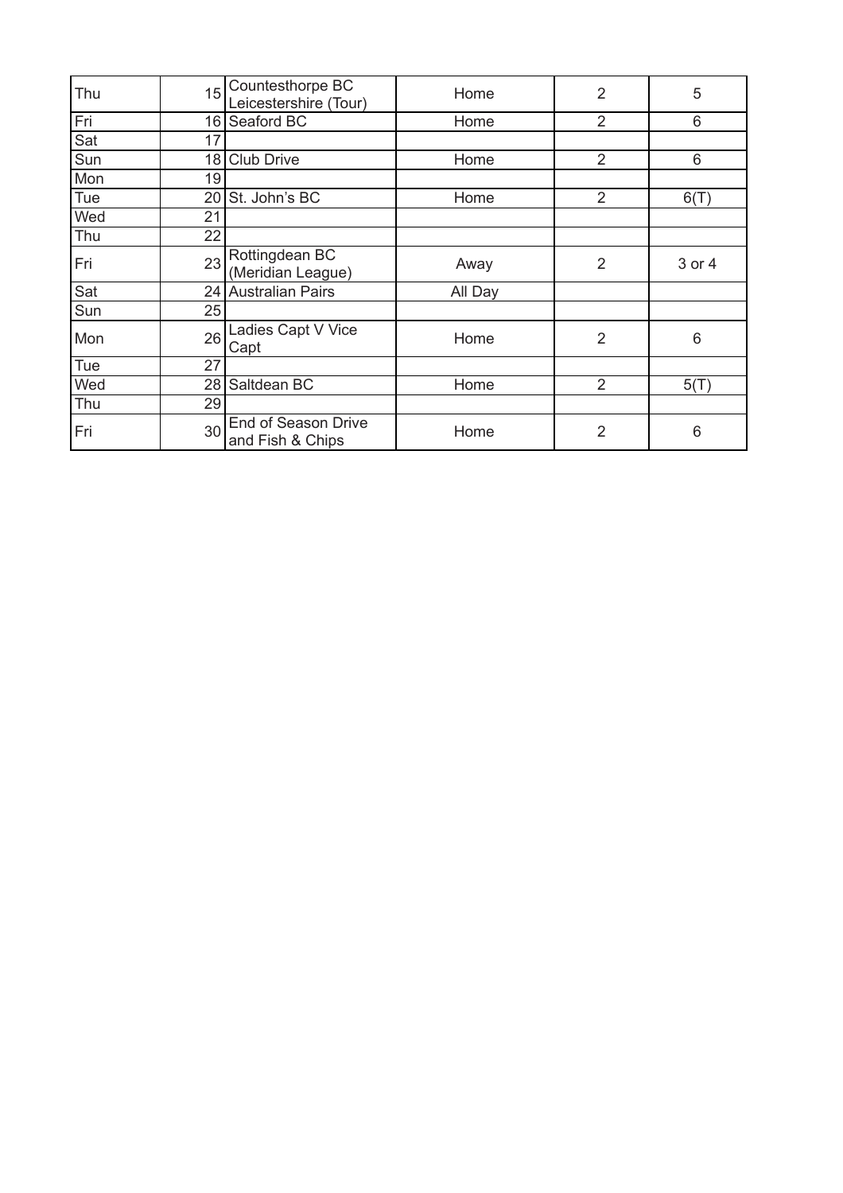| Thu | 15 | Countesthorpe BC Leicestershire (Tour) | Home | 2 | 5 |
|---|---|---|---|---|---|
| Fri | 16 | Seaford BC | Home | 2 | 6 |
| Sat | 17 | | | | |
| Sun | 18 | Club Drive | Home | 2 | 6 |
| Mon | 19 | | | | |
| Tue | 20 | St. John's BC | Home | 2 | 6(T) |
| Wed | 21 | | | | |
| Thu | 22 | | | | |
| Fri | 23 | Rottingdean BC (Meridian League) | Away | 2 | 3 or 4 |
| Sat | 24 | Australian Pairs | All Day | | |
| Sun | 25 | | | | |
| Mon | 26 | Ladies Capt V Vice Capt | Home | 2 | 6 |
| Tue | 27 | | | | |
| Wed | 28 | Saltdean BC | Home | 2 | 5(T) |
| Thu | 29 | | | | |
| Fri | 30 | End of Season Drive and Fish & Chips | Home | 2 | 6 |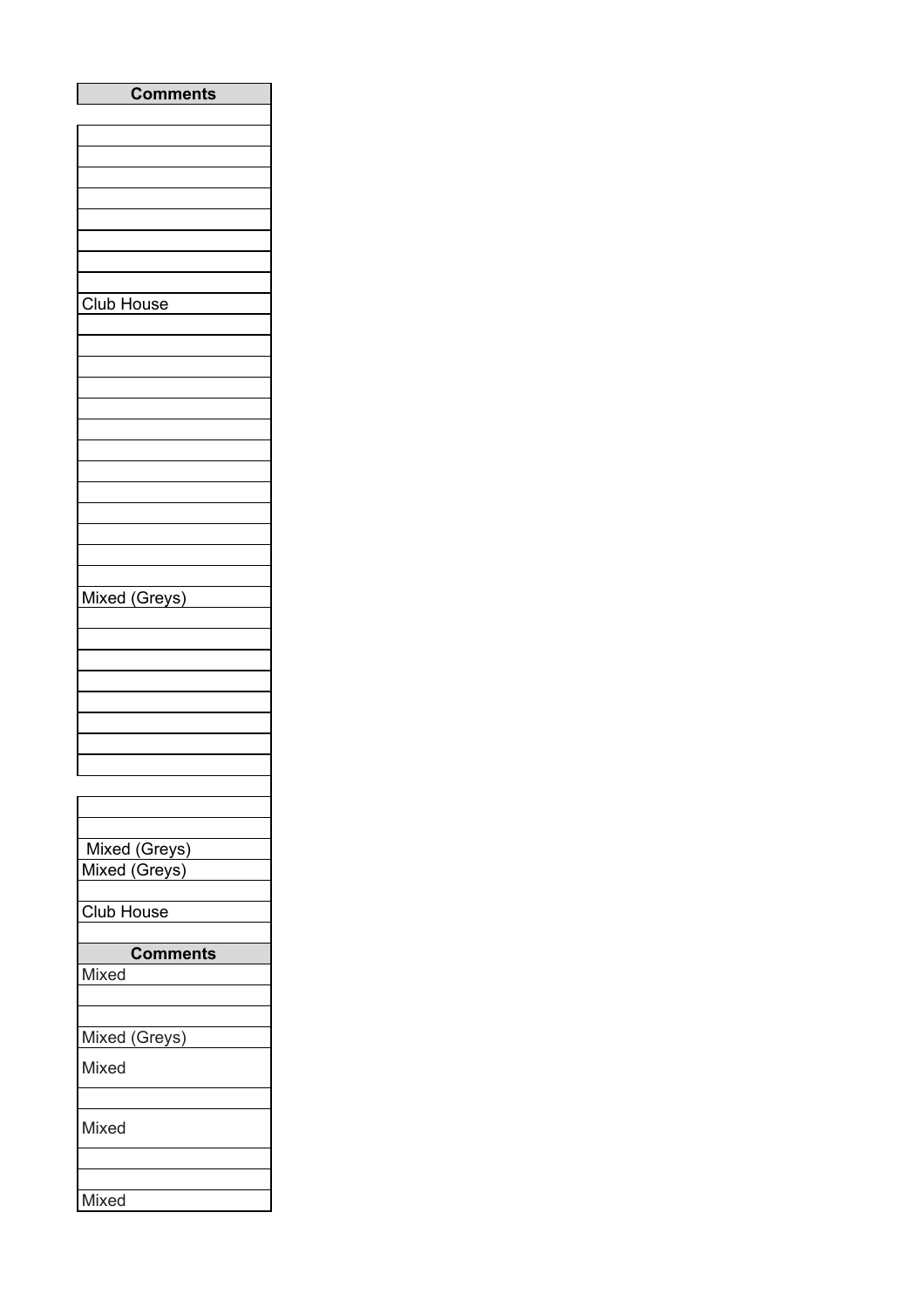| Comments |
|---|
| |
| |
| |
| |
| |
| |
| |
| |
| |
| Club House |
| |
| |
| |
| |
| |
| |
| |
| |
| |
| |
| |
| |
| |
| Mixed (Greys) |
| |
| |
| |
| |
| |
| |
| |
| |
| |
| |
| |
| Mixed (Greys) |
| Mixed (Greys) |
| |
| Club House |
| |

| Comments |
|---|
| Mixed |
| |
| |
| Mixed (Greys) |
| Mixed |
| |
| Mixed |
| |
| |
| Mixed |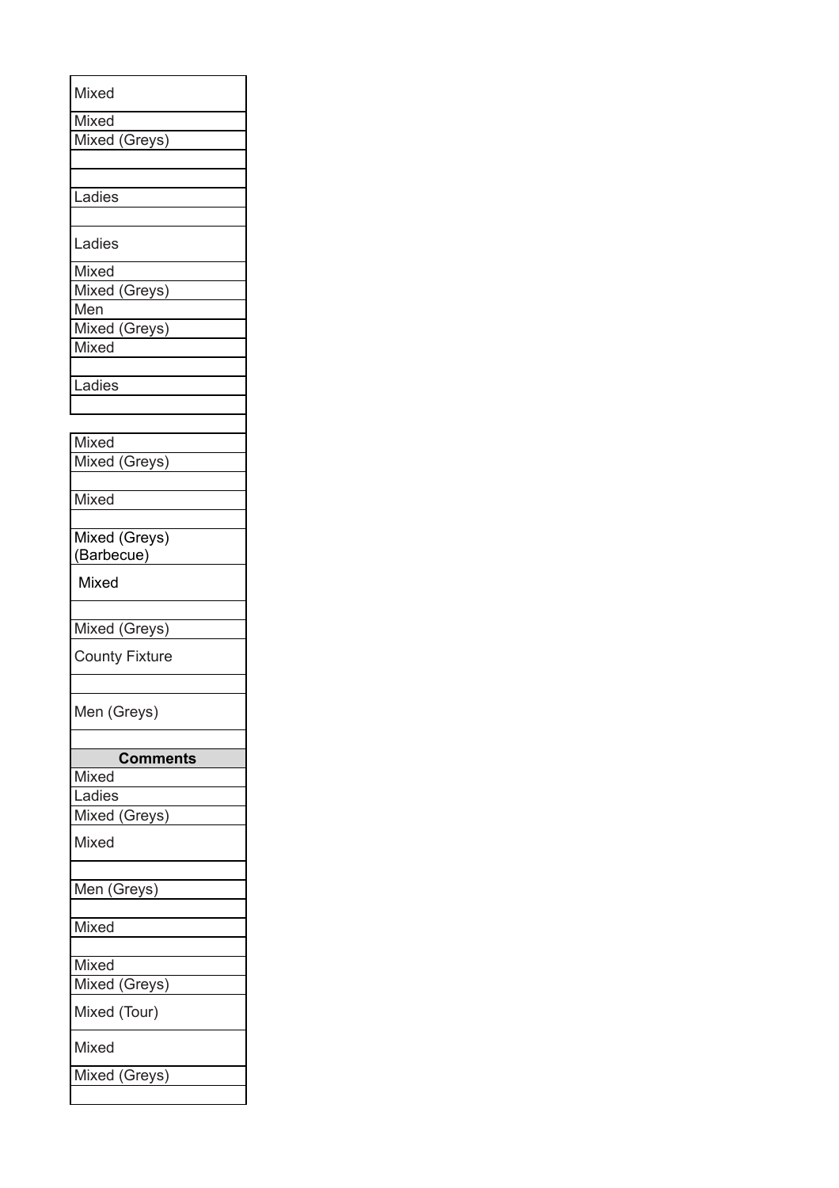| Mixed |
|---|
| Mixed |
| Mixed (Greys) |
| |
| |
| Ladies |
| |
| Ladies |
| Mixed |
| Mixed (Greys) |
| Men |
| Mixed (Greys) |
| Mixed |
| |
| Ladies |
| |
| |
| Mixed |
| Mixed (Greys) |
| |
| Mixed |
| |
| Mixed (Greys) (Barbecue) |
| Mixed |
| |
| Mixed (Greys) |
| County Fixture |
| |
| Men (Greys) |
| |

| Comments |
|---|
| Mixed |
| Ladies |
| Mixed (Greys) |
| Mixed |
| |
| Men (Greys) |
| |
| Mixed |
| |
| Mixed |
| Mixed (Greys) |
| Mixed (Tour) |
| Mixed |
| Mixed (Greys) |
| |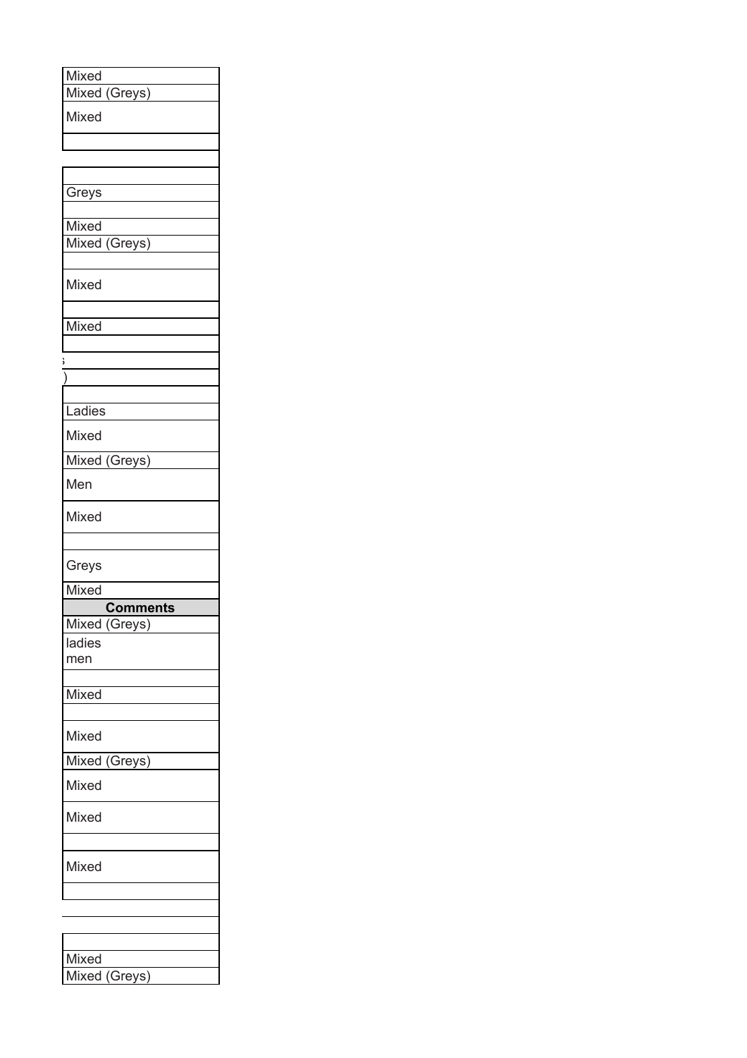| Comments |
|---|
| Mixed |
| Mixed (Greys) |
| Mixed |
| |
| |
| |
| Greys |
| |
| Mixed |
| Mixed (Greys) |
| |
| Mixed |
| |
| Mixed |
| |
| s |
| ) |
| |
| Ladies |
| Mixed |
| Mixed (Greys) |
| Men |
| Mixed |
| |
| Greys |
| Mixed |
| **Comments** |
| Mixed (Greys) |
| ladies<br>men |
| |
| Mixed |
| |
| Mixed |
| Mixed (Greys) |
| Mixed |
| Mixed |
| |
| Mixed |
| |
| |
| |
| |
| Mixed |
| Mixed (Greys) |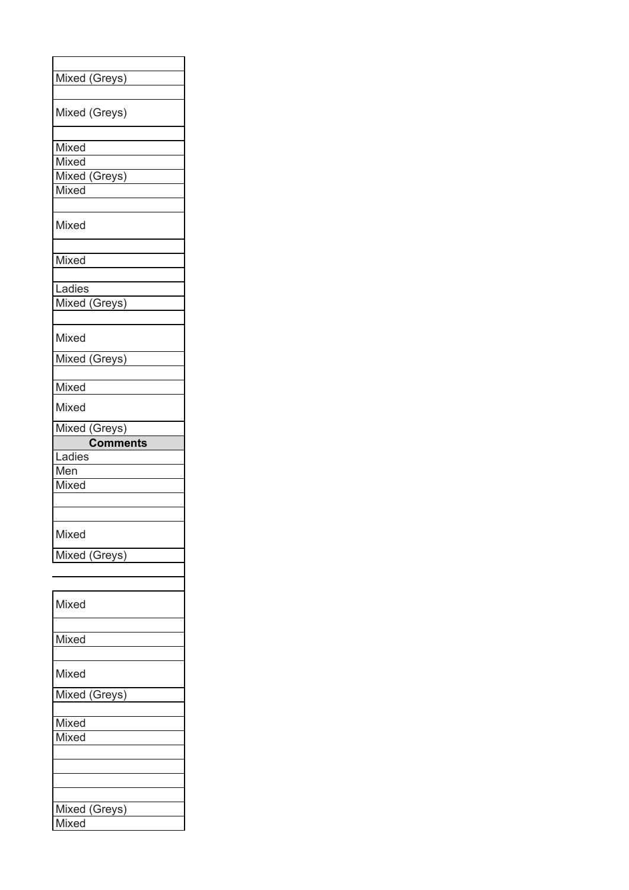| |
|---|
| Mixed (Greys) |
| |
| Mixed (Greys) |
| |
| Mixed |
| Mixed |
| Mixed (Greys) |
| Mixed |
| |
| Mixed |
| |
| Mixed |
| |
| Ladies |
| Mixed (Greys) |
| |
| Mixed |
| Mixed (Greys) |
| |
| Mixed |
| Mixed |
| Mixed (Greys) |

| **Comments** |
|---|
| Ladies |
| Men |
| Mixed |
| |
| |
| Mixed |
| Mixed (Greys) |
| |
| |
| Mixed |
| |
| Mixed |
| |
| Mixed |
| Mixed (Greys) |
| |
| Mixed |
| Mixed |
| |
| |
| |
| |
| Mixed (Greys) |
| Mixed |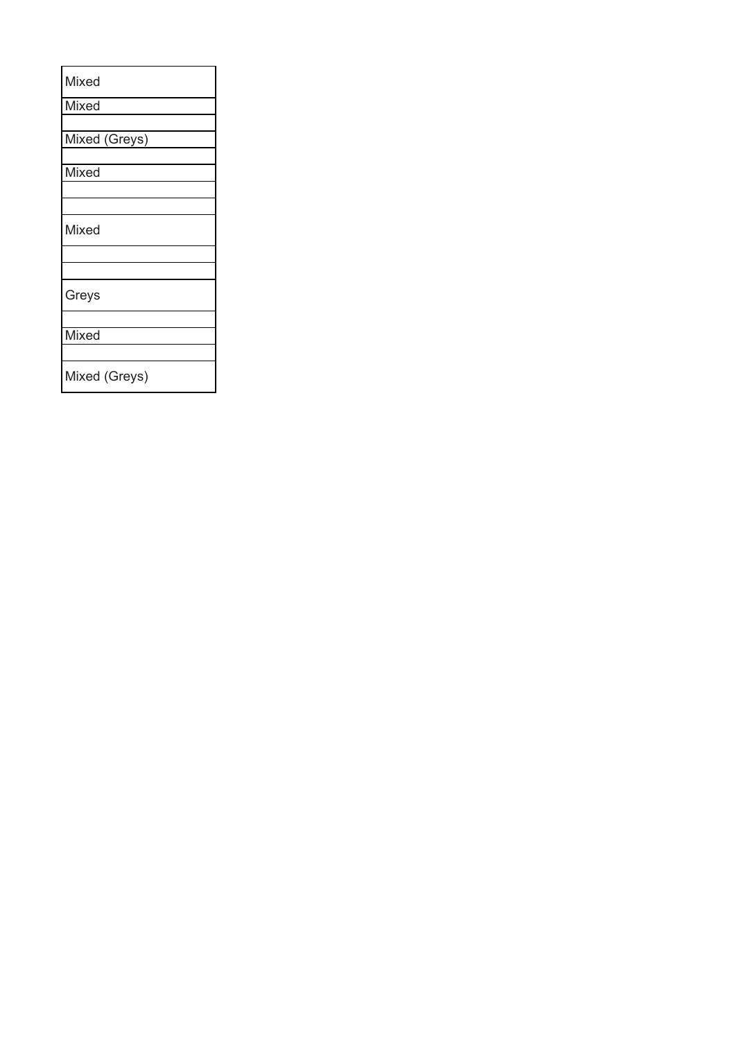| |
|---|
| Mixed |
| Mixed |
| |
| Mixed (Greys) |
| |
| Mixed |
| |
| |
| Mixed |
| |
| |
| Greys |
| |
| Mixed |
| |
| Mixed (Greys) |